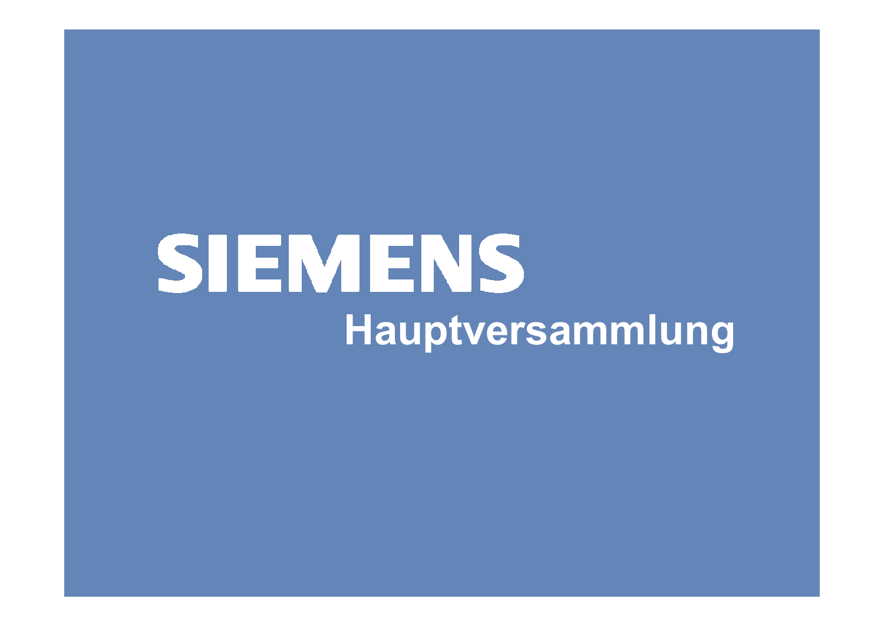# SIEMENS

## Hauptversammlung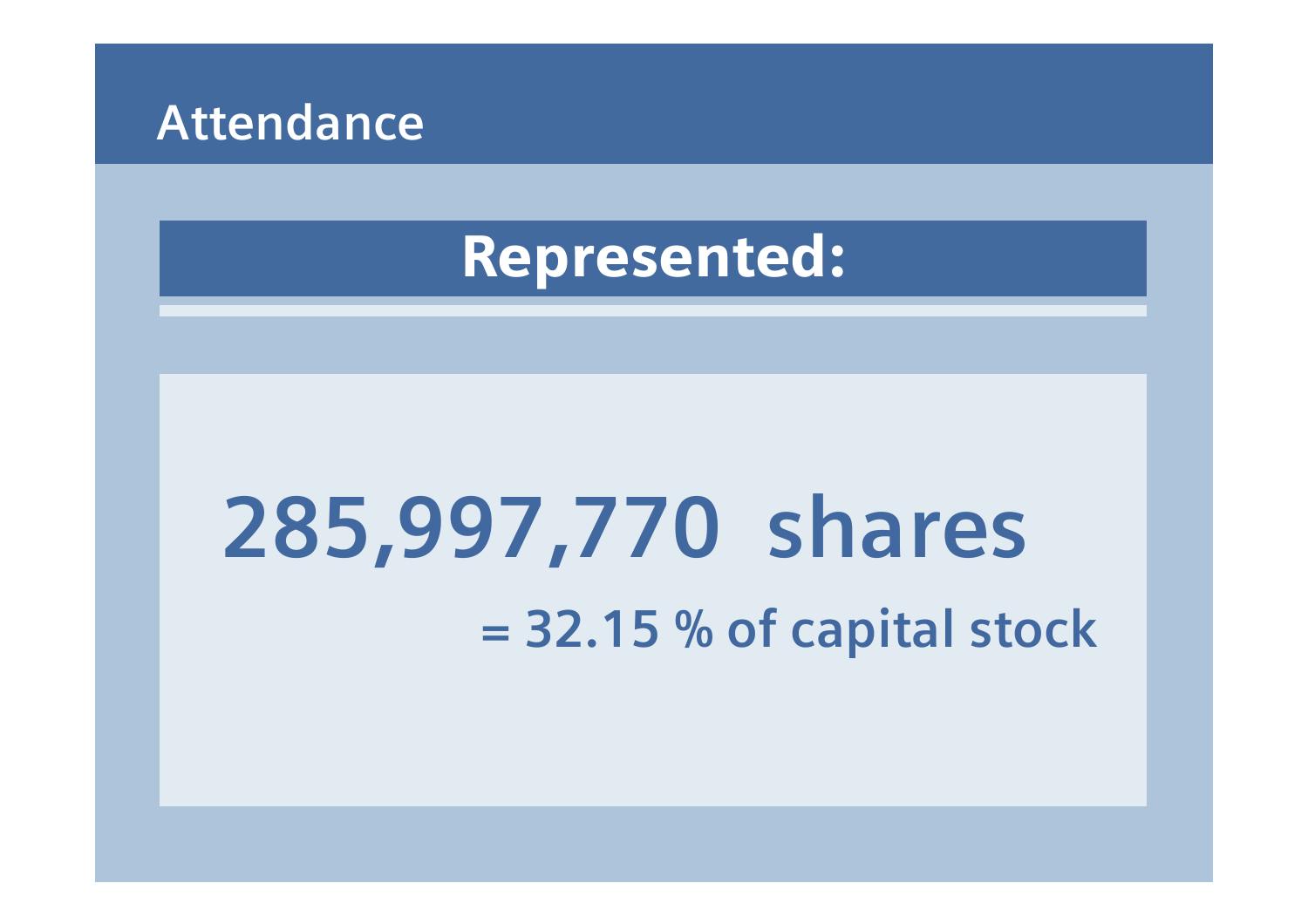## Attendance

### Represented:

**285,997,770 shares**

= 32.15 % of capital stock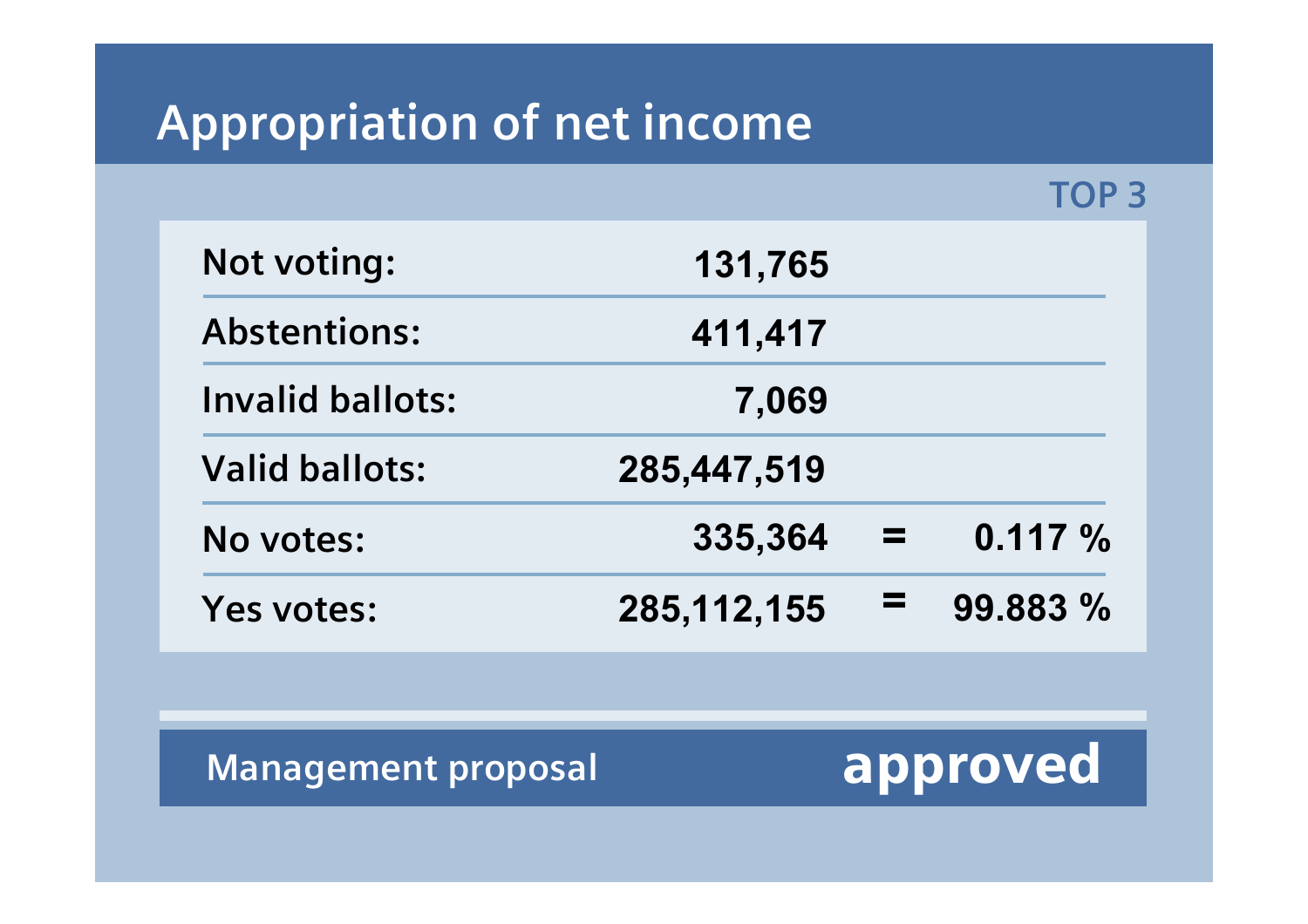# Appropriation of net income

TOP 3

| | | | |
|---|---|---|---|
| Not voting: | 131,765 | | |
| Abstentions: | 411,417 | | |
| Invalid ballots: | 7,069 | | |
| Valid ballots: | 285,447,519 | | |
| No votes: | 335,364 | = | 0.117 % |
| Yes votes: | 285,112,155 | = | 99.883 % |

Management proposal **approved**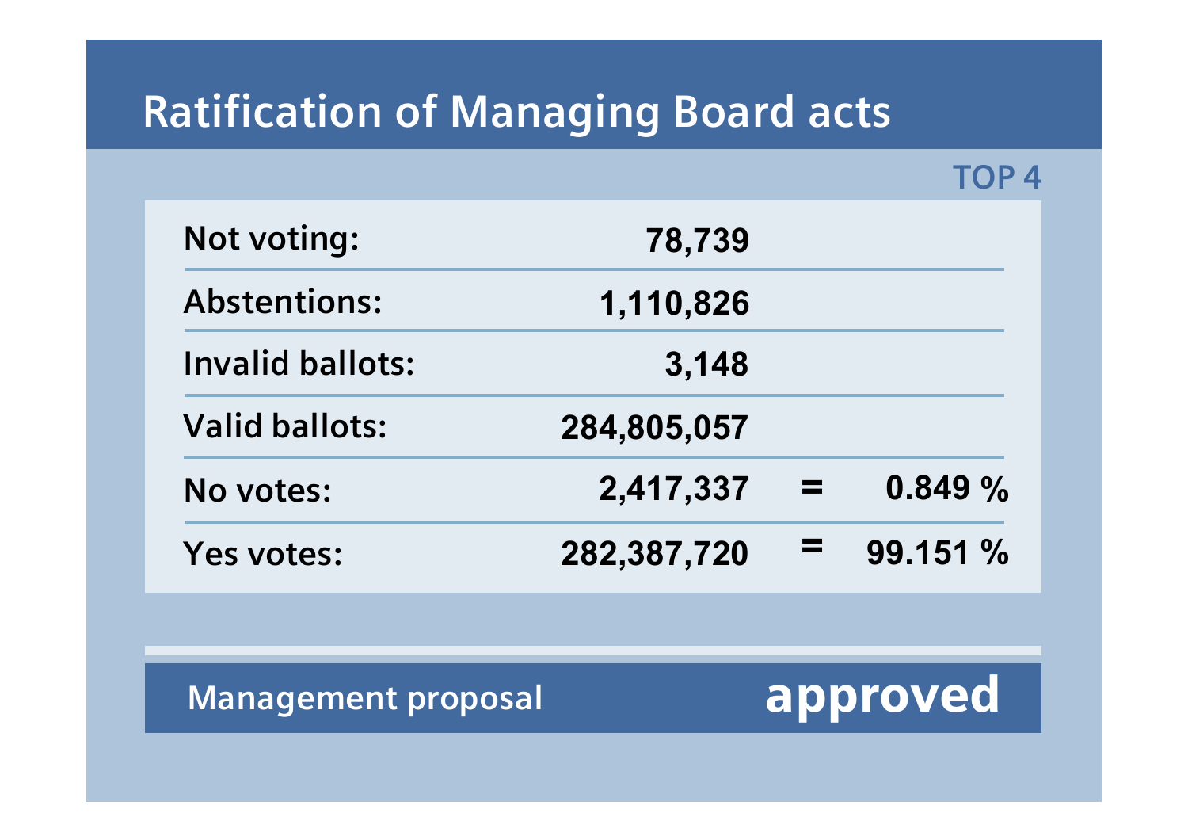# Ratification of Managing Board acts

TOP 4

| | | | |
|---|---|---|---|
| Not voting: | 78,739 | | |
| Abstentions: | 1,110,826 | | |
| Invalid ballots: | 3,148 | | |
| Valid ballots: | 284,805,057 | | |
| No votes: | 2,417,337 | = | 0.849 % |
| Yes votes: | 282,387,720 | = | 99.151 % |

Management proposal **approved**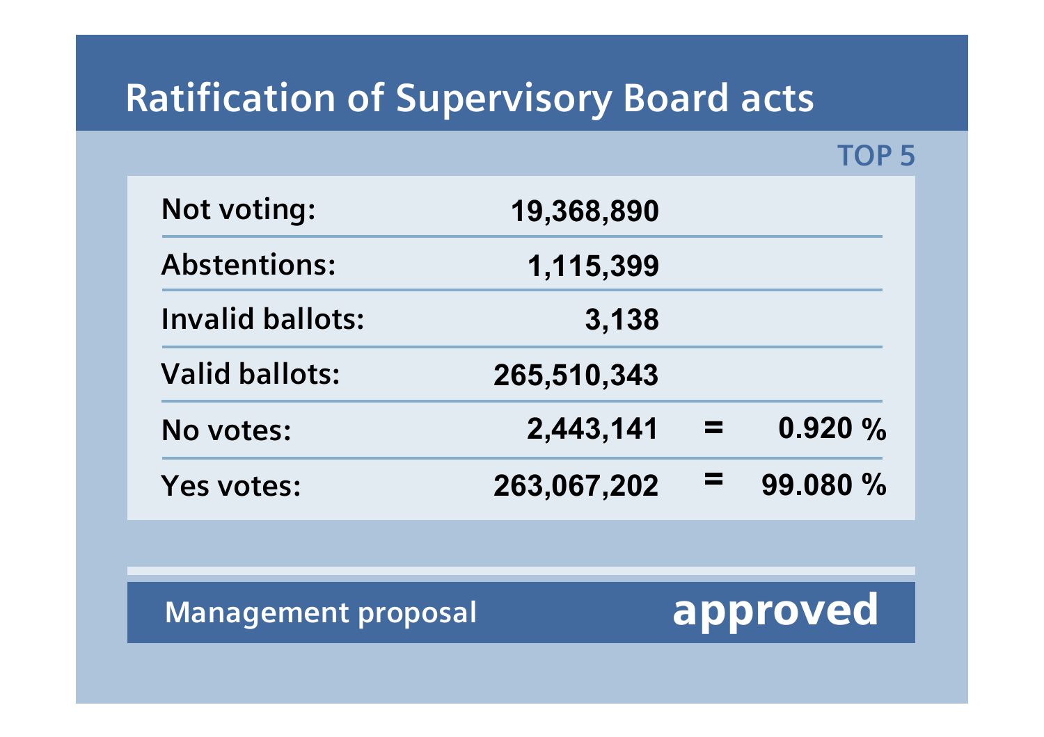# Ratification of Supervisory Board acts

TOP 5

| | | | |
|---|---|---|---|
| Not voting: | 19,368,890 | | |
| Abstentions: | 1,115,399 | | |
| Invalid ballots: | 3,138 | | |
| Valid ballots: | 265,510,343 | | |
| No votes: | 2,443,141 | = | 0.920 % |
| Yes votes: | 263,067,202 | = | 99.080 % |

Management proposal **approved**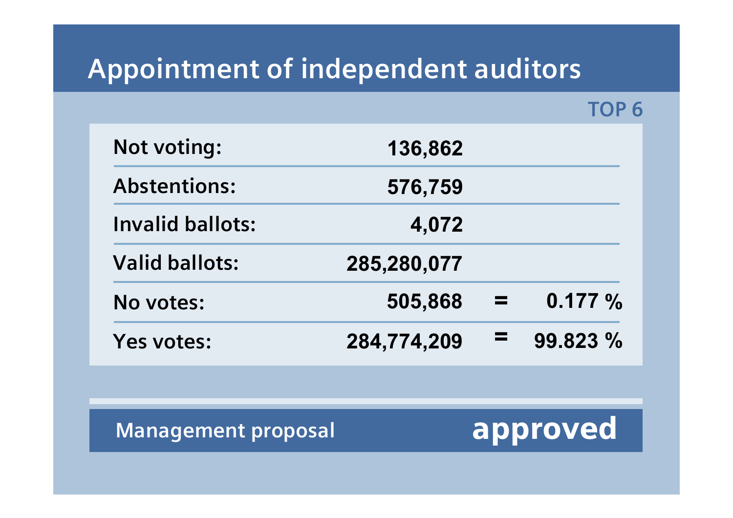# Appointment of independent auditors

TOP 6

| | | | |
|---|---|---|---|
| Not voting: | 136,862 | | |
| Abstentions: | 576,759 | | |
| Invalid ballots: | 4,072 | | |
| Valid ballots: | 285,280,077 | | |
| No votes: | 505,868 | = | 0.177 % |
| Yes votes: | 284,774,209 | = | 99.823 % |

Management proposal **approved**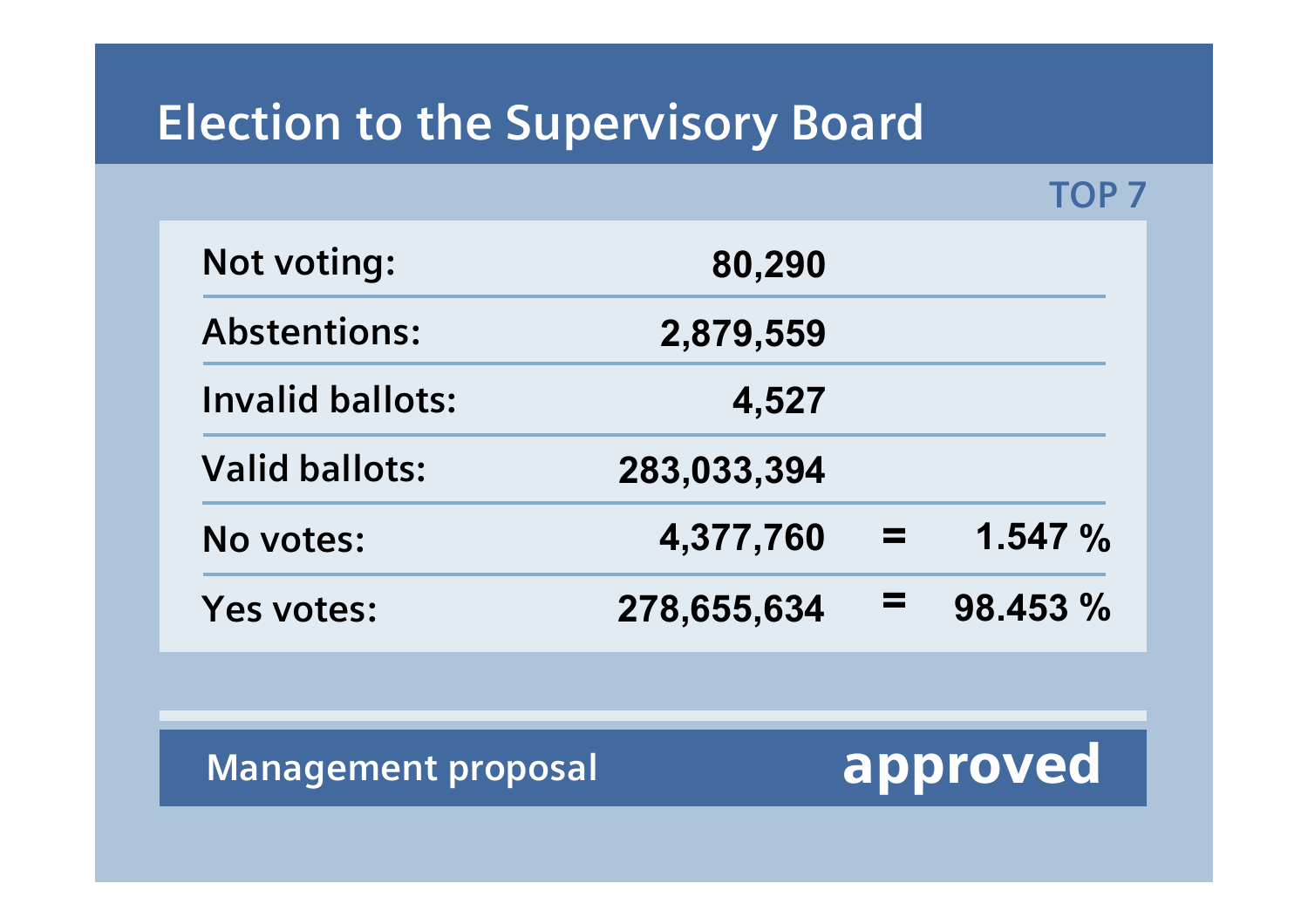# Election to the Supervisory Board

TOP 7

| | | | |
|---|---|---|---|
| Not voting: | 80,290 | | |
| Abstentions: | 2,879,559 | | |
| Invalid ballots: | 4,527 | | |
| Valid ballots: | 283,033,394 | | |
| No votes: | 4,377,760 | = | 1.547 % |
| Yes votes: | 278,655,634 | = | 98.453 % |

Management proposal **approved**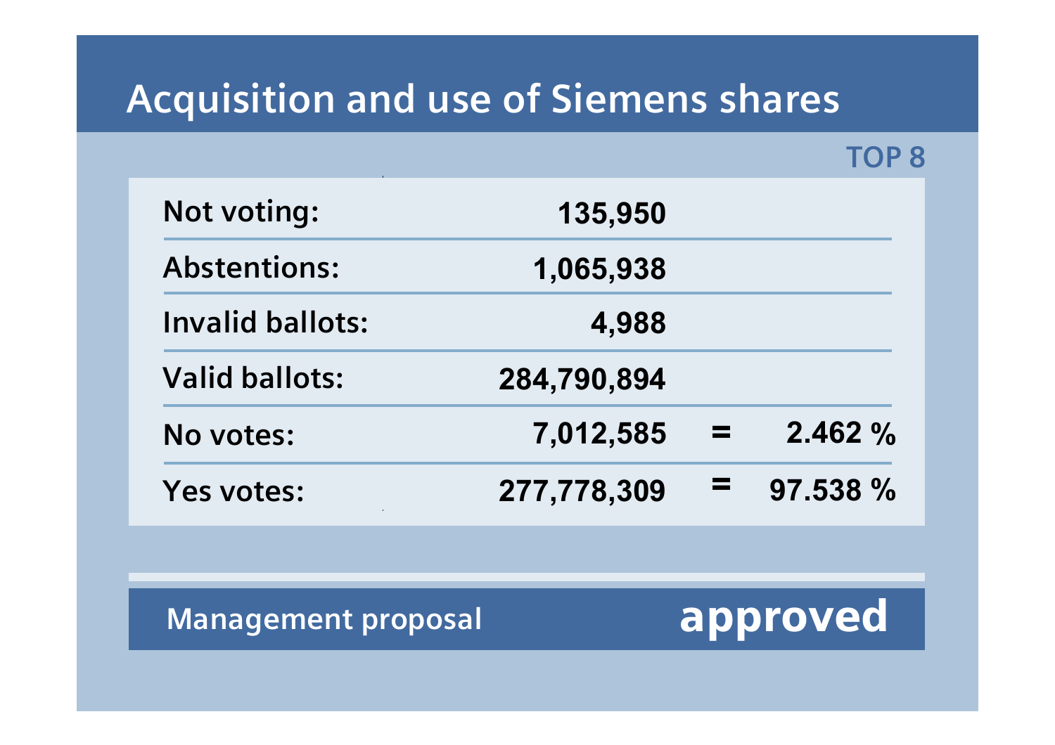# Acquisition and use of Siemens shares

TOP 8

| | | | |
|---|---|---|---|
| Not voting: | 135,950 | | |
| Abstentions: | 1,065,938 | | |
| Invalid ballots: | 4,988 | | |
| Valid ballots: | 284,790,894 | | |
| No votes: | 7,012,585 | = | 2.462 % |
| Yes votes: | 277,778,309 | = | 97.538 % |

**Management proposal** **approved**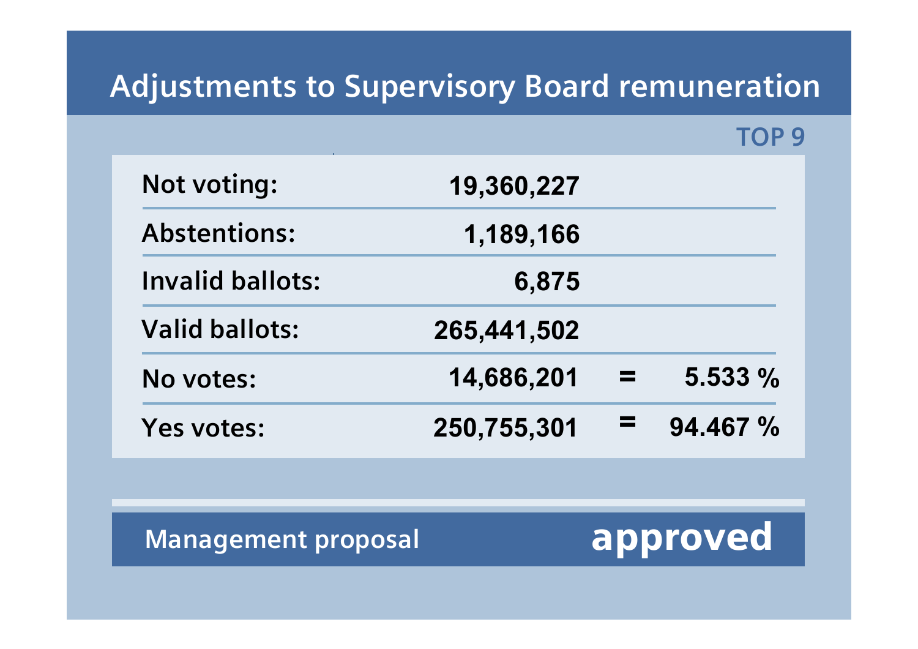# Adjustments to Supervisory Board remuneration

TOP 9

| | | | |
|---|---|---|---|
| Not voting: | 19,360,227 | | |
| Abstentions: | 1,189,166 | | |
| Invalid ballots: | 6,875 | | |
| Valid ballots: | 265,441,502 | | |
| No votes: | 14,686,201 | = | 5.533 % |
| Yes votes: | 250,755,301 | = | 94.467 % |

**Management proposal** **approved**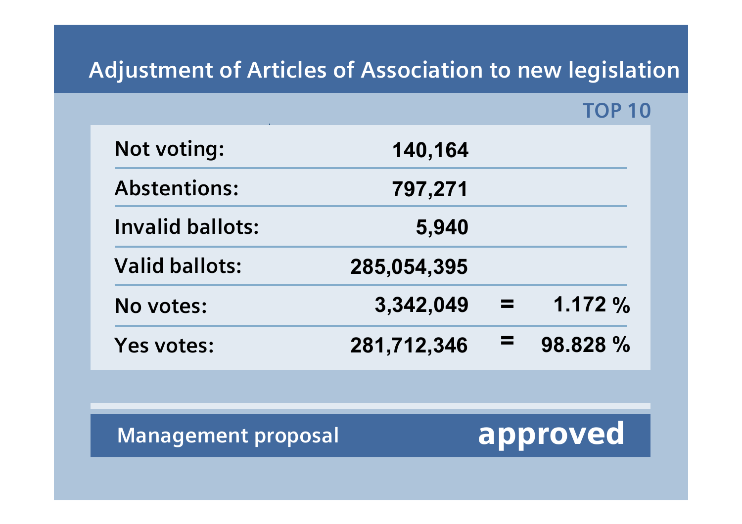# Adjustment of Articles of Association to new legislation

**TOP 10**

| | | | |
|---|---|---|---|
| Not voting: | 140,164 | | |
| Abstentions: | 797,271 | | |
| Invalid ballots: | 5,940 | | |
| Valid ballots: | 285,054,395 | | |
| No votes: | 3,342,049 | = | 1.172 % |
| Yes votes: | 281,712,346 | = | 98.828 % |

**Management proposal** **approved**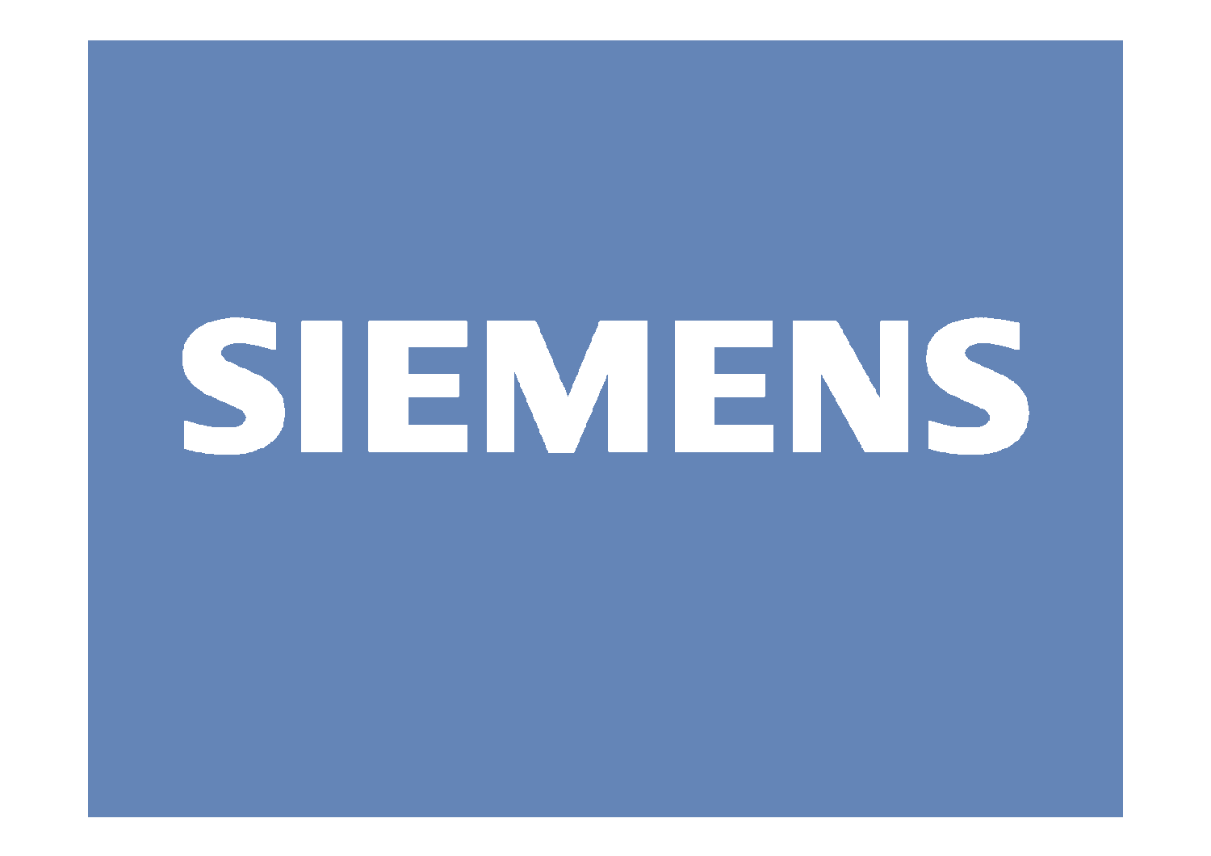SIEMENS